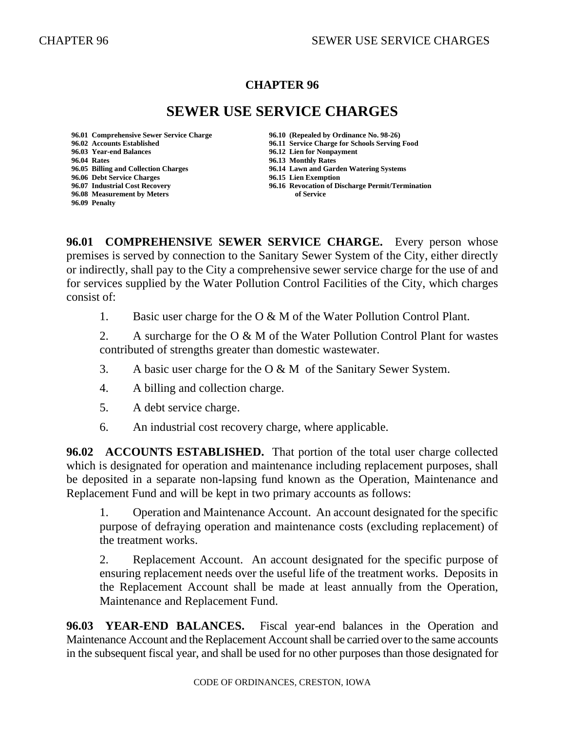# CHAPTER 96

# SEWER USE SERVICE CHARGES

**96.01 Comprehensive Sewer Service Charge**
**96.02 Accounts Established**
**96.03 Year-end Balances**
**96.04 Rates**
**96.05 Billing and Collection Charges**
**96.06 Debt Service Charges**
**96.07 Industrial Cost Recovery**
**96.08 Measurement by Meters**
**96.09 Penalty**
**96.10 (Repealed by Ordinance No. 98-26)**
**96.11 Service Charge for Schools Serving Food**
**96.12 Lien for Nonpayment**
**96.13 Monthly Rates**
**96.14 Lawn and Garden Watering Systems**
**96.15 Lien Exemption**
**96.16 Revocation of Discharge Permit/Termination of Service**

**96.01 COMPREHENSIVE SEWER SERVICE CHARGE.** Every person whose premises is served by connection to the Sanitary Sewer System of the City, either directly or indirectly, shall pay to the City a comprehensive sewer service charge for the use of and for services supplied by the Water Pollution Control Facilities of the City, which charges consist of:

1. Basic user charge for the O & M of the Water Pollution Control Plant.

2. A surcharge for the O & M of the Water Pollution Control Plant for wastes contributed of strengths greater than domestic wastewater.

3. A basic user charge for the O & M of the Sanitary Sewer System.

4. A billing and collection charge.

5. A debt service charge.

6. An industrial cost recovery charge, where applicable.

**96.02 ACCOUNTS ESTABLISHED.** That portion of the total user charge collected which is designated for operation and maintenance including replacement purposes, shall be deposited in a separate non-lapsing fund known as the Operation, Maintenance and Replacement Fund and will be kept in two primary accounts as follows:

1. Operation and Maintenance Account. An account designated for the specific purpose of defraying operation and maintenance costs (excluding replacement) of the treatment works.

2. Replacement Account. An account designated for the specific purpose of ensuring replacement needs over the useful life of the treatment works. Deposits in the Replacement Account shall be made at least annually from the Operation, Maintenance and Replacement Fund.

**96.03 YEAR-END BALANCES.** Fiscal year-end balances in the Operation and Maintenance Account and the Replacement Account shall be carried over to the same accounts in the subsequent fiscal year, and shall be used for no other purposes than those designated for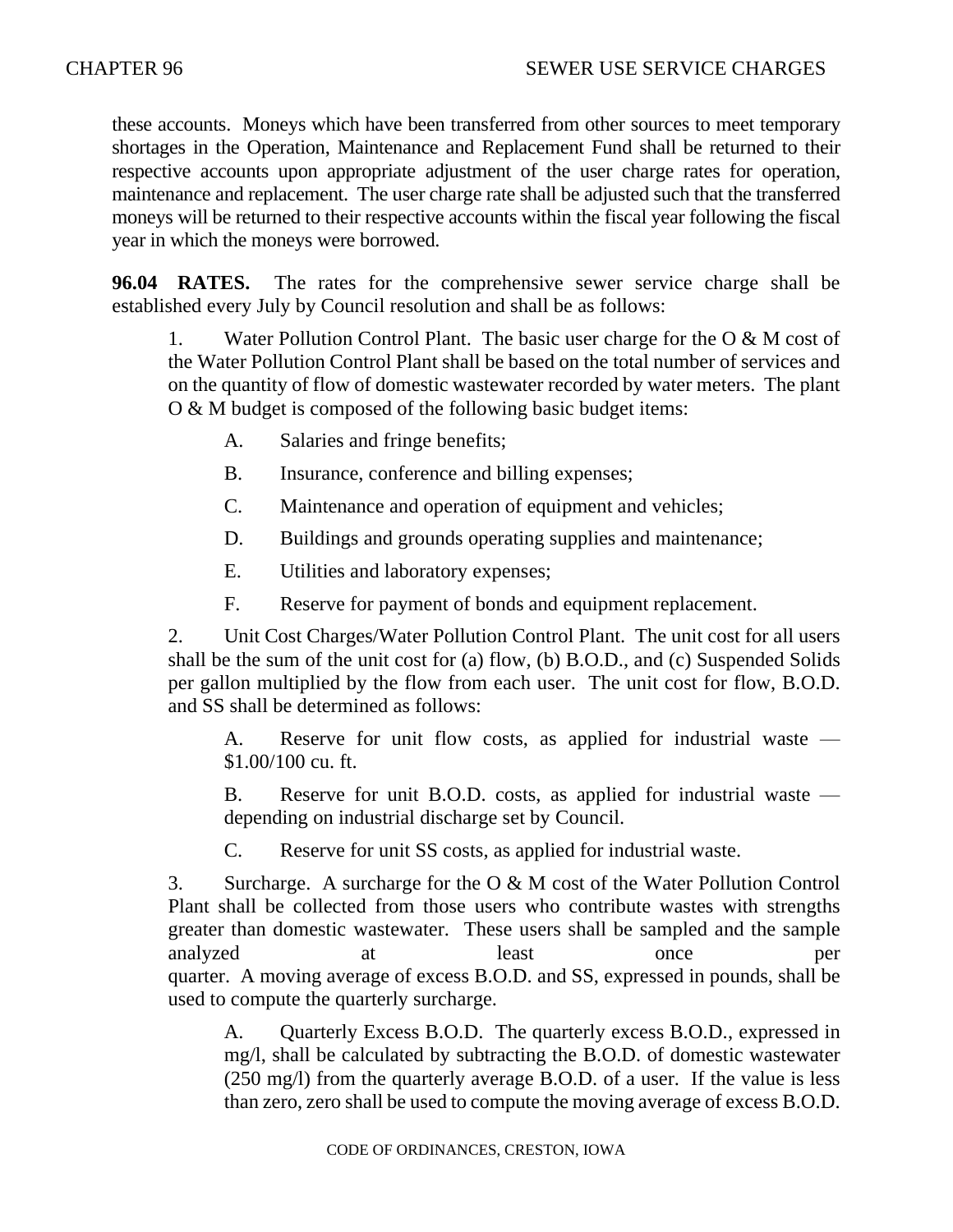these accounts. Moneys which have been transferred from other sources to meet temporary shortages in the Operation, Maintenance and Replacement Fund shall be returned to their respective accounts upon appropriate adjustment of the user charge rates for operation, maintenance and replacement. The user charge rate shall be adjusted such that the transferred moneys will be returned to their respective accounts within the fiscal year following the fiscal year in which the moneys were borrowed.

**96.04 RATES.** The rates for the comprehensive sewer service charge shall be established every July by Council resolution and shall be as follows:

1. Water Pollution Control Plant. The basic user charge for the O & M cost of the Water Pollution Control Plant shall be based on the total number of services and on the quantity of flow of domestic wastewater recorded by water meters. The plant O & M budget is composed of the following basic budget items:

   A. Salaries and fringe benefits;

   B. Insurance, conference and billing expenses;

   C. Maintenance and operation of equipment and vehicles;

   D. Buildings and grounds operating supplies and maintenance;

   E. Utilities and laboratory expenses;

   F. Reserve for payment of bonds and equipment replacement.

2. Unit Cost Charges/Water Pollution Control Plant. The unit cost for all users shall be the sum of the unit cost for (a) flow, (b) B.O.D., and (c) Suspended Solids per gallon multiplied by the flow from each user. The unit cost for flow, B.O.D. and SS shall be determined as follows:

   A. Reserve for unit flow costs, as applied for industrial waste — $1.00/100 cu. ft.

   B. Reserve for unit B.O.D. costs, as applied for industrial waste — depending on industrial discharge set by Council.

   C. Reserve for unit SS costs, as applied for industrial waste.

3. Surcharge. A surcharge for the O & M cost of the Water Pollution Control Plant shall be collected from those users who contribute wastes with strengths greater than domestic wastewater. These users shall be sampled and the sample analyzed at least once per quarter. A moving average of excess B.O.D. and SS, expressed in pounds, shall be used to compute the quarterly surcharge.

   A. Quarterly Excess B.O.D. The quarterly excess B.O.D., expressed in mg/l, shall be calculated by subtracting the B.O.D. of domestic wastewater (250 mg/l) from the quarterly average B.O.D. of a user. If the value is less than zero, zero shall be used to compute the moving average of excess B.O.D.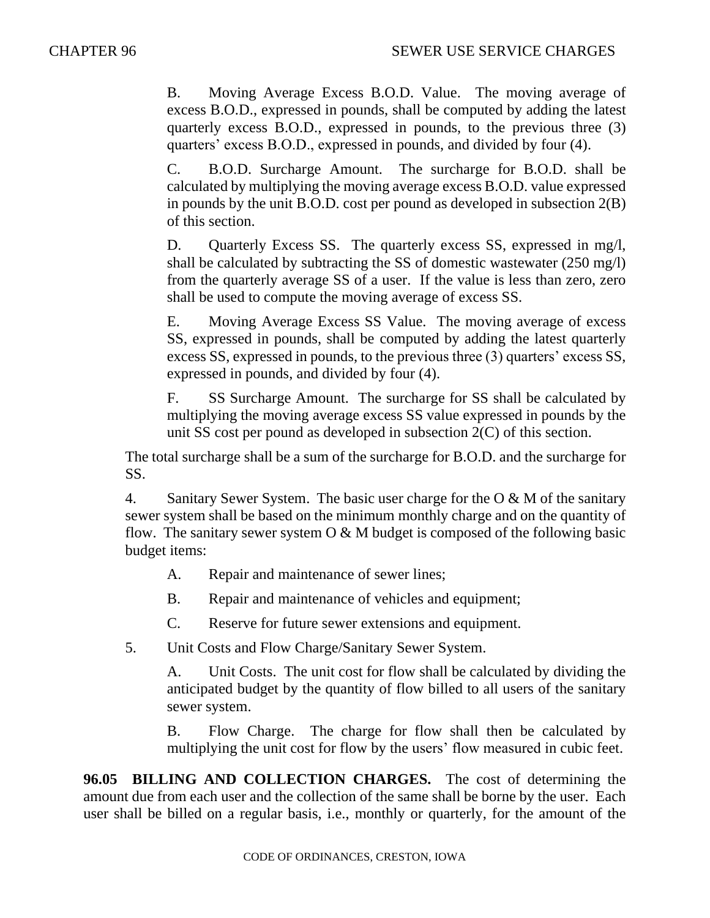B. Moving Average Excess B.O.D. Value. The moving average of excess B.O.D., expressed in pounds, shall be computed by adding the latest quarterly excess B.O.D., expressed in pounds, to the previous three (3) quarters' excess B.O.D., expressed in pounds, and divided by four (4).

C. B.O.D. Surcharge Amount. The surcharge for B.O.D. shall be calculated by multiplying the moving average excess B.O.D. value expressed in pounds by the unit B.O.D. cost per pound as developed in subsection 2(B) of this section.

D. Quarterly Excess SS. The quarterly excess SS, expressed in mg/l, shall be calculated by subtracting the SS of domestic wastewater (250 mg/l) from the quarterly average SS of a user. If the value is less than zero, zero shall be used to compute the moving average of excess SS.

E. Moving Average Excess SS Value. The moving average of excess SS, expressed in pounds, shall be computed by adding the latest quarterly excess SS, expressed in pounds, to the previous three (3) quarters' excess SS, expressed in pounds, and divided by four (4).

F. SS Surcharge Amount. The surcharge for SS shall be calculated by multiplying the moving average excess SS value expressed in pounds by the unit SS cost per pound as developed in subsection 2(C) of this section.

The total surcharge shall be a sum of the surcharge for B.O.D. and the surcharge for SS.

4. Sanitary Sewer System. The basic user charge for the O & M of the sanitary sewer system shall be based on the minimum monthly charge and on the quantity of flow. The sanitary sewer system O & M budget is composed of the following basic budget items:

A. Repair and maintenance of sewer lines;

B. Repair and maintenance of vehicles and equipment;

C. Reserve for future sewer extensions and equipment.

5. Unit Costs and Flow Charge/Sanitary Sewer System.

A. Unit Costs. The unit cost for flow shall be calculated by dividing the anticipated budget by the quantity of flow billed to all users of the sanitary sewer system.

B. Flow Charge. The charge for flow shall then be calculated by multiplying the unit cost for flow by the users' flow measured in cubic feet.

**96.05 BILLING AND COLLECTION CHARGES.** The cost of determining the amount due from each user and the collection of the same shall be borne by the user. Each user shall be billed on a regular basis, i.e., monthly or quarterly, for the amount of the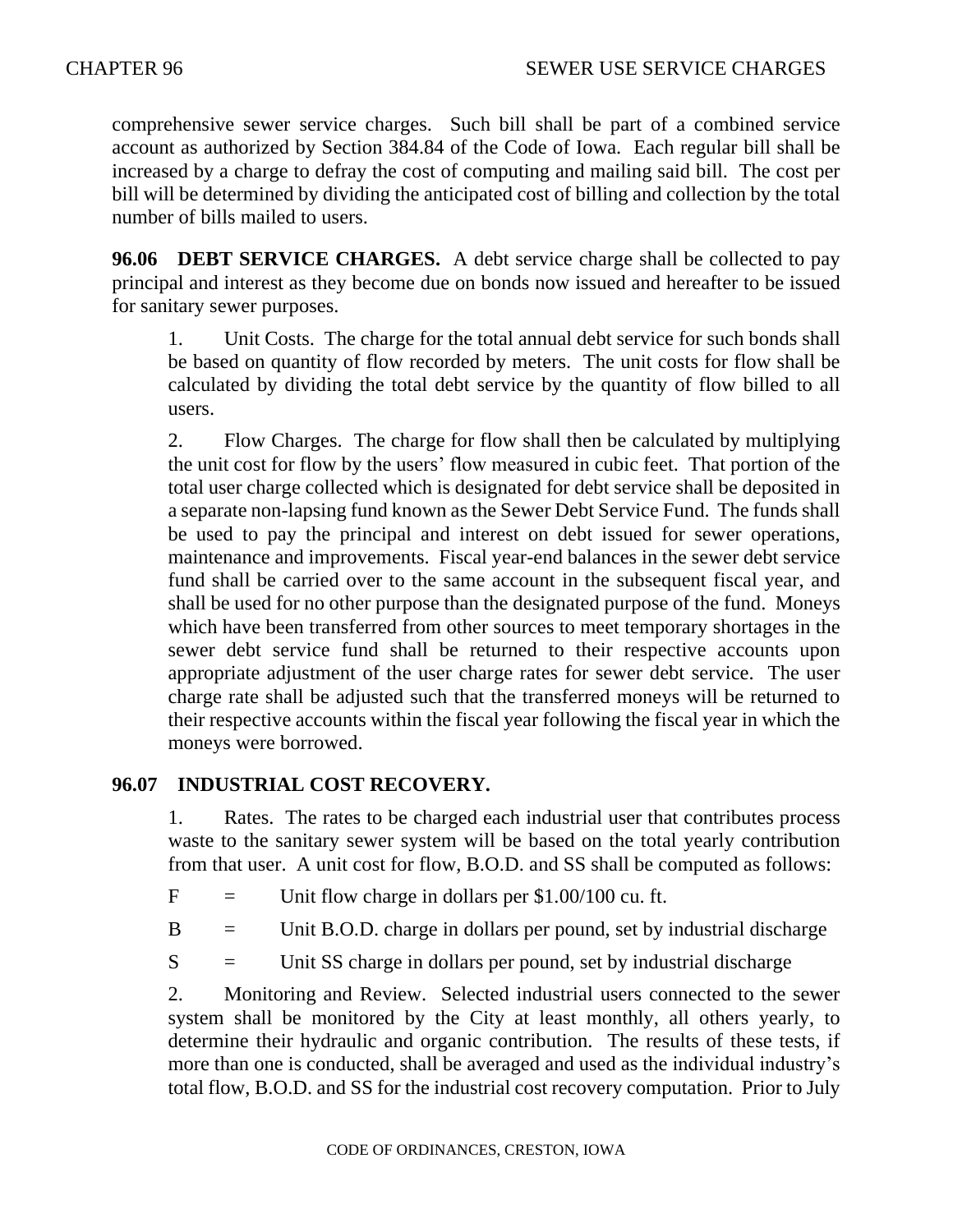comprehensive sewer service charges. Such bill shall be part of a combined service account as authorized by Section 384.84 of the Code of Iowa. Each regular bill shall be increased by a charge to defray the cost of computing and mailing said bill. The cost per bill will be determined by dividing the anticipated cost of billing and collection by the total number of bills mailed to users.

**96.06 DEBT SERVICE CHARGES.** A debt service charge shall be collected to pay principal and interest as they become due on bonds now issued and hereafter to be issued for sanitary sewer purposes.

1. Unit Costs. The charge for the total annual debt service for such bonds shall be based on quantity of flow recorded by meters. The unit costs for flow shall be calculated by dividing the total debt service by the quantity of flow billed to all users.

2. Flow Charges. The charge for flow shall then be calculated by multiplying the unit cost for flow by the users' flow measured in cubic feet. That portion of the total user charge collected which is designated for debt service shall be deposited in a separate non-lapsing fund known as the Sewer Debt Service Fund. The funds shall be used to pay the principal and interest on debt issued for sewer operations, maintenance and improvements. Fiscal year-end balances in the sewer debt service fund shall be carried over to the same account in the subsequent fiscal year, and shall be used for no other purpose than the designated purpose of the fund. Moneys which have been transferred from other sources to meet temporary shortages in the sewer debt service fund shall be returned to their respective accounts upon appropriate adjustment of the user charge rates for sewer debt service. The user charge rate shall be adjusted such that the transferred moneys will be returned to their respective accounts within the fiscal year following the fiscal year in which the moneys were borrowed.

**96.07 INDUSTRIAL COST RECOVERY.**

1. Rates. The rates to be charged each industrial user that contributes process waste to the sanitary sewer system will be based on the total yearly contribution from that user. A unit cost for flow, B.O.D. and SS shall be computed as follows:

F = Unit flow charge in dollars per $1.00/100 cu. ft.

B = Unit B.O.D. charge in dollars per pound, set by industrial discharge

S = Unit SS charge in dollars per pound, set by industrial discharge

2. Monitoring and Review. Selected industrial users connected to the sewer system shall be monitored by the City at least monthly, all others yearly, to determine their hydraulic and organic contribution. The results of these tests, if more than one is conducted, shall be averaged and used as the individual industry's total flow, B.O.D. and SS for the industrial cost recovery computation. Prior to July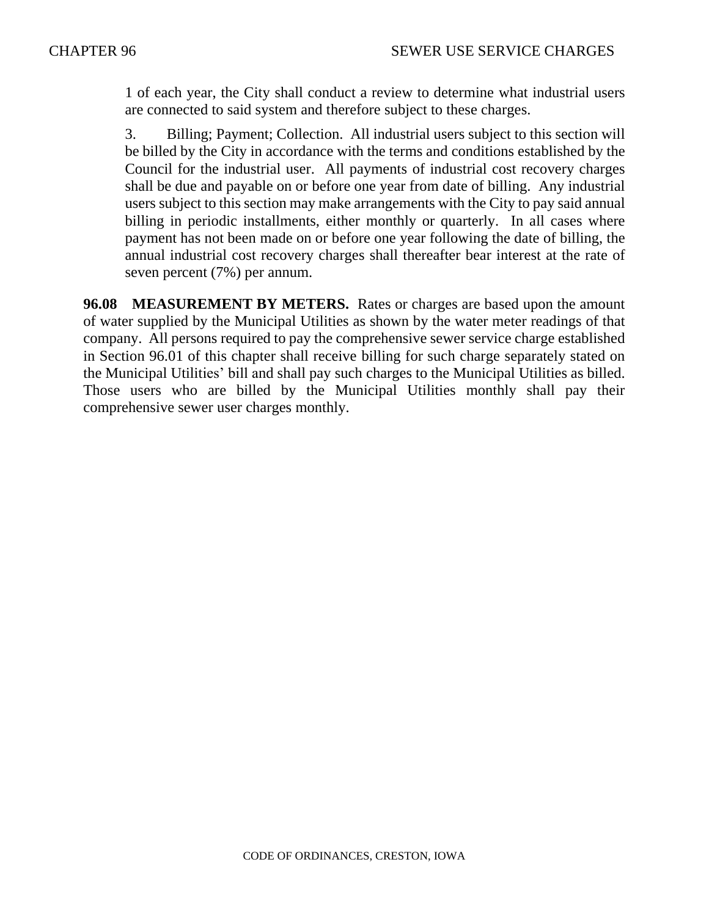1 of each year, the City shall conduct a review to determine what industrial users are connected to said system and therefore subject to these charges.

3. Billing; Payment; Collection. All industrial users subject to this section will be billed by the City in accordance with the terms and conditions established by the Council for the industrial user. All payments of industrial cost recovery charges shall be due and payable on or before one year from date of billing. Any industrial users subject to this section may make arrangements with the City to pay said annual billing in periodic installments, either monthly or quarterly. In all cases where payment has not been made on or before one year following the date of billing, the annual industrial cost recovery charges shall thereafter bear interest at the rate of seven percent (7%) per annum.

**96.08 MEASUREMENT BY METERS.** Rates or charges are based upon the amount of water supplied by the Municipal Utilities as shown by the water meter readings of that company. All persons required to pay the comprehensive sewer service charge established in Section 96.01 of this chapter shall receive billing for such charge separately stated on the Municipal Utilities' bill and shall pay such charges to the Municipal Utilities as billed. Those users who are billed by the Municipal Utilities monthly shall pay their comprehensive sewer user charges monthly.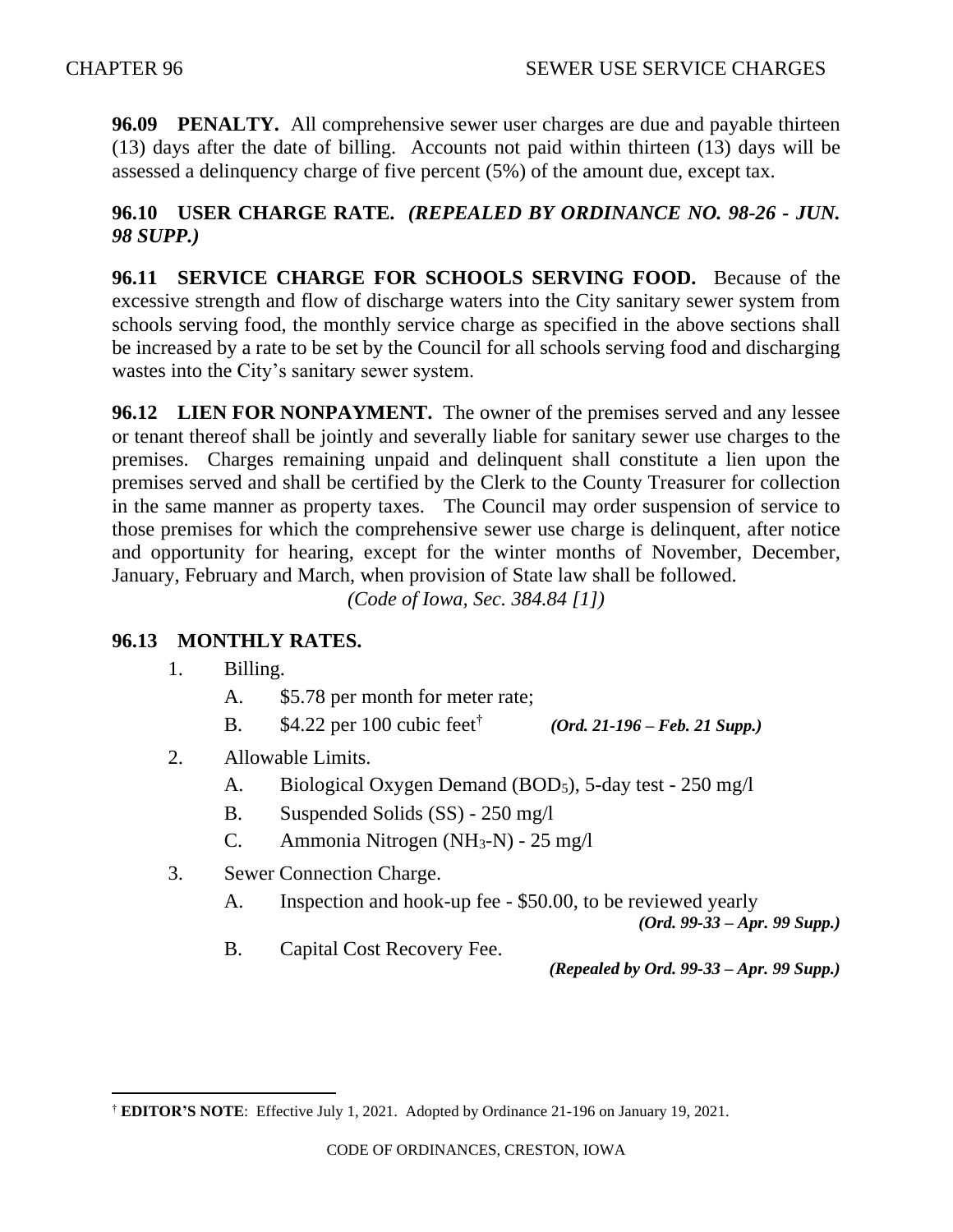**96.09 PENALTY.** All comprehensive sewer user charges are due and payable thirteen (13) days after the date of billing. Accounts not paid within thirteen (13) days will be assessed a delinquency charge of five percent (5%) of the amount due, except tax.

**96.10 USER CHARGE RATE.** ***(REPEALED BY ORDINANCE NO. 98-26 - JUN. 98 SUPP.)***

**96.11 SERVICE CHARGE FOR SCHOOLS SERVING FOOD.** Because of the excessive strength and flow of discharge waters into the City sanitary sewer system from schools serving food, the monthly service charge as specified in the above sections shall be increased by a rate to be set by the Council for all schools serving food and discharging wastes into the City's sanitary sewer system.

**96.12 LIEN FOR NONPAYMENT.** The owner of the premises served and any lessee or tenant thereof shall be jointly and severally liable for sanitary sewer use charges to the premises. Charges remaining unpaid and delinquent shall constitute a lien upon the premises served and shall be certified by the Clerk to the County Treasurer for collection in the same manner as property taxes. The Council may order suspension of service to those premises for which the comprehensive sewer use charge is delinquent, after notice and opportunity for hearing, except for the winter months of November, December, January, February and March, when provision of State law shall be followed.

*(Code of Iowa, Sec. 384.84 [1])*

**96.13 MONTHLY RATES.**

1. Billing.
   - A. $5.78 per month for meter rate;
   - B. $4.22 per 100 cubic feet[†] ***(Ord. 21-196 – Feb. 21 Supp.)***
2. Allowable Limits.
   - A. Biological Oxygen Demand ($BOD_5$), 5-day test - 250 mg/l
   - B. Suspended Solids (SS) - 250 mg/l
   - C. Ammonia Nitrogen ($NH_3$-N) - 25 mg/l
3. Sewer Connection Charge.
   - A. Inspection and hook-up fee - $50.00, to be reviewed yearly ***(Ord. 99-33 – Apr. 99 Supp.)***
   - B. Capital Cost Recovery Fee. ***(Repealed by Ord. 99-33 – Apr. 99 Supp.)***

---

[†] **EDITOR'S NOTE**: Effective July 1, 2021. Adopted by Ordinance 21-196 on January 19, 2021.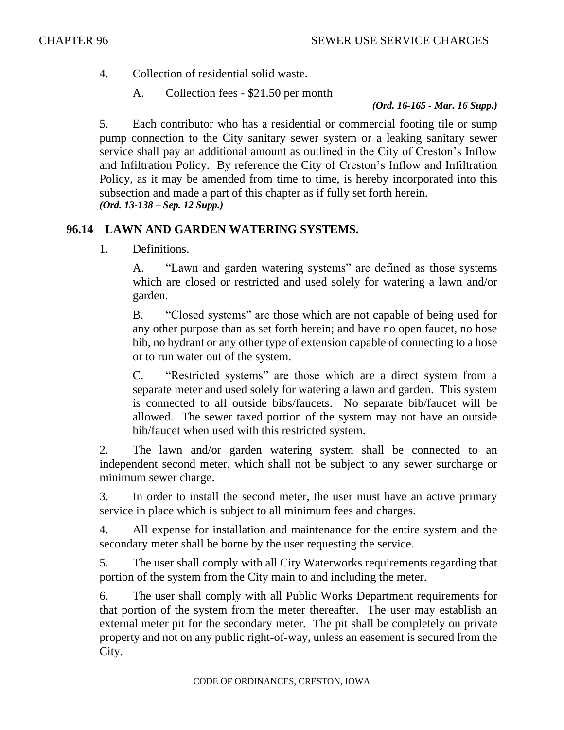4. Collection of residential solid waste.

   A. Collection fees - $21.50 per month

*(Ord. 16-165 - Mar. 16 Supp.)*

5. Each contributor who has a residential or commercial footing tile or sump pump connection to the City sanitary sewer system or a leaking sanitary sewer service shall pay an additional amount as outlined in the City of Creston's Inflow and Infiltration Policy. By reference the City of Creston's Inflow and Infiltration Policy, as it may be amended from time to time, is hereby incorporated into this subsection and made a part of this chapter as if fully set forth herein.
***(Ord. 13-138 – Sep. 12 Supp.)***

## 96.14 LAWN AND GARDEN WATERING SYSTEMS.

1. Definitions.

   A. "Lawn and garden watering systems" are defined as those systems which are closed or restricted and used solely for watering a lawn and/or garden.

   B. "Closed systems" are those which are not capable of being used for any other purpose than as set forth herein; and have no open faucet, no hose bib, no hydrant or any other type of extension capable of connecting to a hose or to run water out of the system.

   C. "Restricted systems" are those which are a direct system from a separate meter and used solely for watering a lawn and garden. This system is connected to all outside bibs/faucets. No separate bib/faucet will be allowed. The sewer taxed portion of the system may not have an outside bib/faucet when used with this restricted system.

2. The lawn and/or garden watering system shall be connected to an independent second meter, which shall not be subject to any sewer surcharge or minimum sewer charge.

3. In order to install the second meter, the user must have an active primary service in place which is subject to all minimum fees and charges.

4. All expense for installation and maintenance for the entire system and the secondary meter shall be borne by the user requesting the service.

5. The user shall comply with all City Waterworks requirements regarding that portion of the system from the City main to and including the meter.

6. The user shall comply with all Public Works Department requirements for that portion of the system from the meter thereafter. The user may establish an external meter pit for the secondary meter. The pit shall be completely on private property and not on any public right-of-way, unless an easement is secured from the City.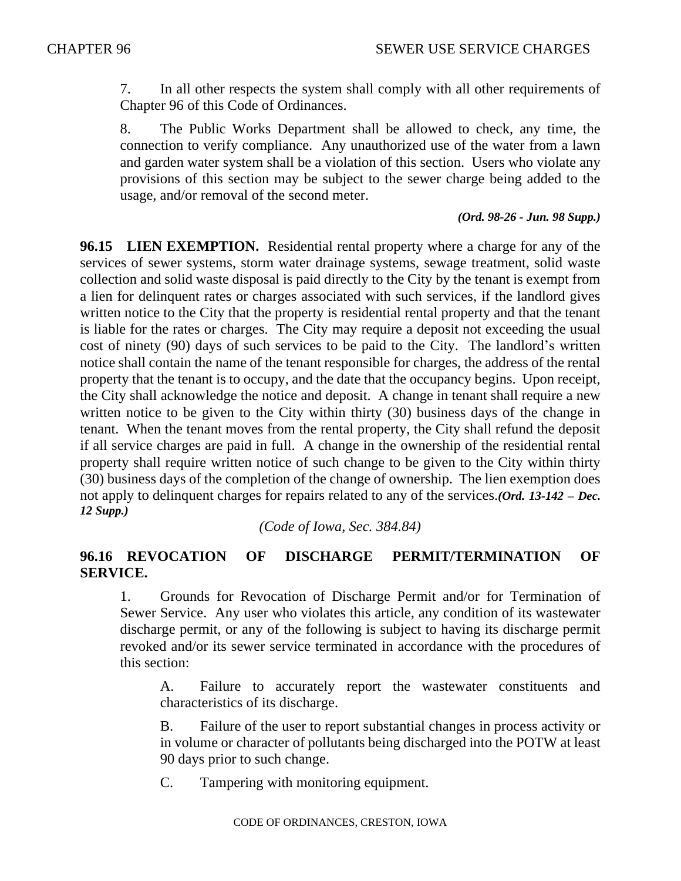7. In all other respects the system shall comply with all other requirements of Chapter 96 of this Code of Ordinances.

8. The Public Works Department shall be allowed to check, any time, the connection to verify compliance. Any unauthorized use of the water from a lawn and garden water system shall be a violation of this section. Users who violate any provisions of this section may be subject to the sewer charge being added to the usage, and/or removal of the second meter.

*(Ord. 98-26 - Jun. 98 Supp.)*

**96.15 LIEN EXEMPTION.** Residential rental property where a charge for any of the services of sewer systems, storm water drainage systems, sewage treatment, solid waste collection and solid waste disposal is paid directly to the City by the tenant is exempt from a lien for delinquent rates or charges associated with such services, if the landlord gives written notice to the City that the property is residential rental property and that the tenant is liable for the rates or charges. The City may require a deposit not exceeding the usual cost of ninety (90) days of such services to be paid to the City. The landlord's written notice shall contain the name of the tenant responsible for charges, the address of the rental property that the tenant is to occupy, and the date that the occupancy begins. Upon receipt, the City shall acknowledge the notice and deposit. A change in tenant shall require a new written notice to be given to the City within thirty (30) business days of the change in tenant. When the tenant moves from the rental property, the City shall refund the deposit if all service charges are paid in full. A change in the ownership of the residential rental property shall require written notice of such change to be given to the City within thirty (30) business days of the completion of the change of ownership. The lien exemption does not apply to delinquent charges for repairs related to any of the services.***(Ord. 13-142 – Dec. 12 Supp.)***

*(Code of Iowa, Sec. 384.84)*

**96.16 REVOCATION OF DISCHARGE PERMIT/TERMINATION OF SERVICE.**

1. Grounds for Revocation of Discharge Permit and/or for Termination of Sewer Service. Any user who violates this article, any condition of its wastewater discharge permit, or any of the following is subject to having its discharge permit revoked and/or its sewer service terminated in accordance with the procedures of this section:

   A. Failure to accurately report the wastewater constituents and characteristics of its discharge.

   B. Failure of the user to report substantial changes in process activity or in volume or character of pollutants being discharged into the POTW at least 90 days prior to such change.

   C. Tampering with monitoring equipment.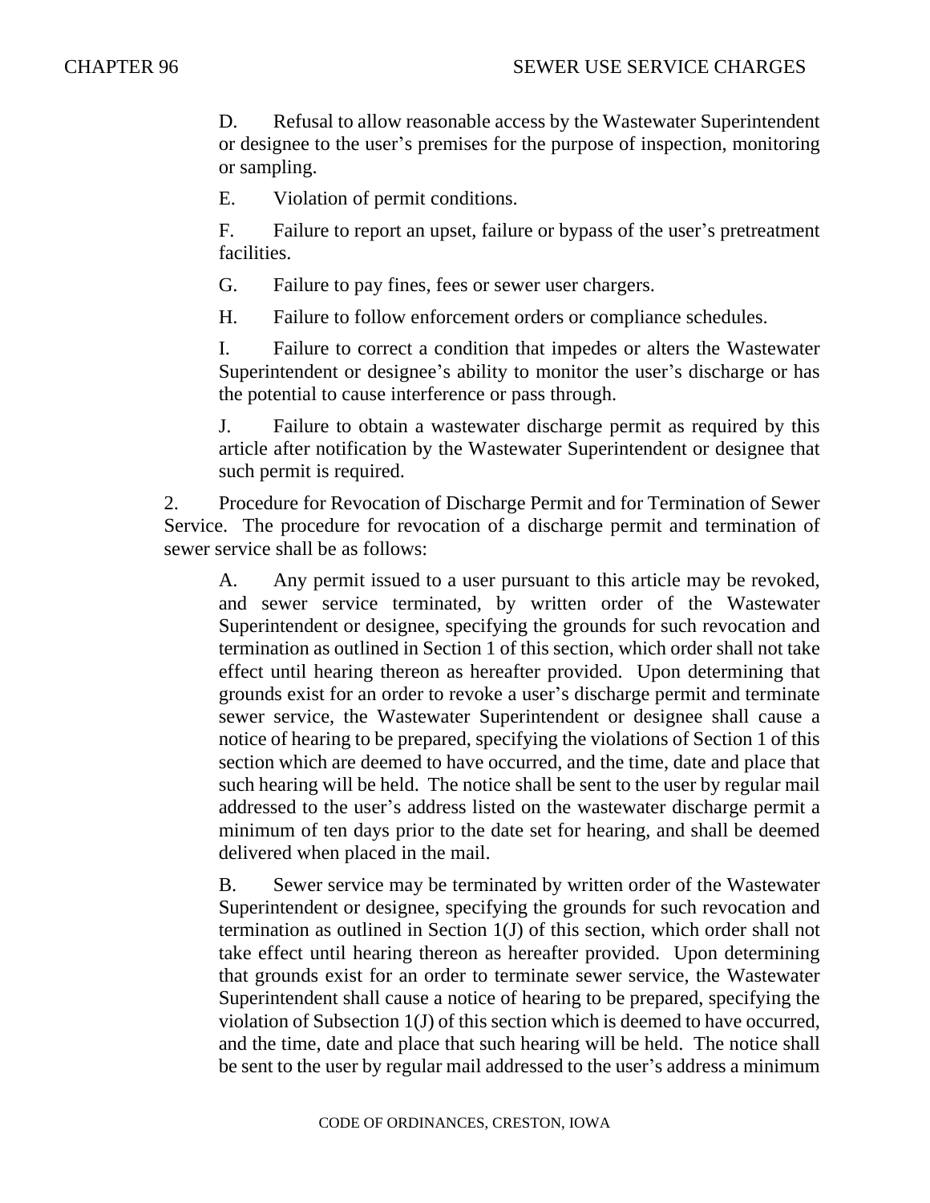D. Refusal to allow reasonable access by the Wastewater Superintendent or designee to the user's premises for the purpose of inspection, monitoring or sampling.

E. Violation of permit conditions.

F. Failure to report an upset, failure or bypass of the user's pretreatment facilities.

G. Failure to pay fines, fees or sewer user chargers.

H. Failure to follow enforcement orders or compliance schedules.

I. Failure to correct a condition that impedes or alters the Wastewater Superintendent or designee's ability to monitor the user's discharge or has the potential to cause interference or pass through.

J. Failure to obtain a wastewater discharge permit as required by this article after notification by the Wastewater Superintendent or designee that such permit is required.

2. Procedure for Revocation of Discharge Permit and for Termination of Sewer Service. The procedure for revocation of a discharge permit and termination of sewer service shall be as follows:

A. Any permit issued to a user pursuant to this article may be revoked, and sewer service terminated, by written order of the Wastewater Superintendent or designee, specifying the grounds for such revocation and termination as outlined in Section 1 of this section, which order shall not take effect until hearing thereon as hereafter provided. Upon determining that grounds exist for an order to revoke a user's discharge permit and terminate sewer service, the Wastewater Superintendent or designee shall cause a notice of hearing to be prepared, specifying the violations of Section 1 of this section which are deemed to have occurred, and the time, date and place that such hearing will be held. The notice shall be sent to the user by regular mail addressed to the user's address listed on the wastewater discharge permit a minimum of ten days prior to the date set for hearing, and shall be deemed delivered when placed in the mail.

B. Sewer service may be terminated by written order of the Wastewater Superintendent or designee, specifying the grounds for such revocation and termination as outlined in Section 1(J) of this section, which order shall not take effect until hearing thereon as hereafter provided. Upon determining that grounds exist for an order to terminate sewer service, the Wastewater Superintendent shall cause a notice of hearing to be prepared, specifying the violation of Subsection 1(J) of this section which is deemed to have occurred, and the time, date and place that such hearing will be held. The notice shall be sent to the user by regular mail addressed to the user's address a minimum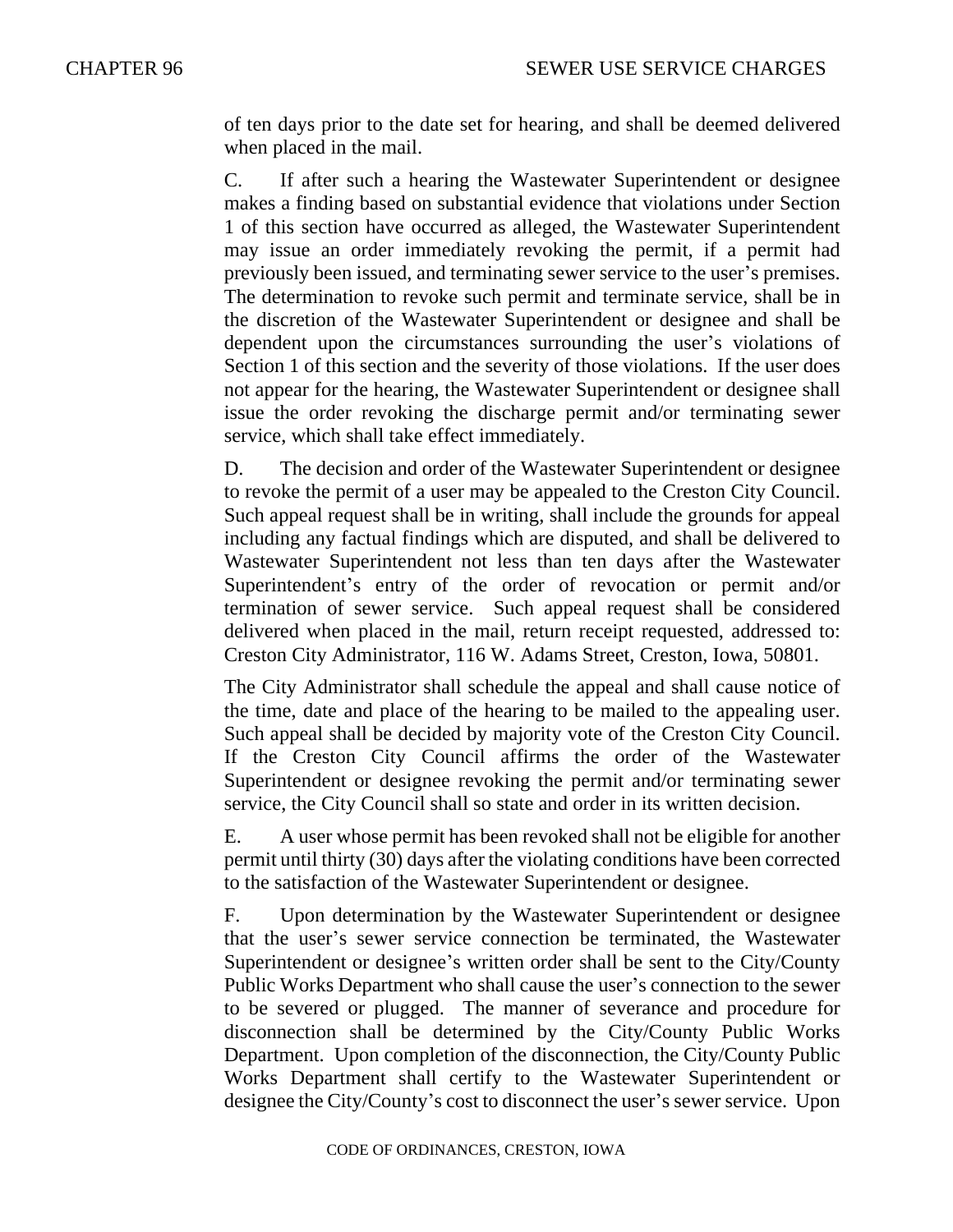of ten days prior to the date set for hearing, and shall be deemed delivered when placed in the mail.

C. If after such a hearing the Wastewater Superintendent or designee makes a finding based on substantial evidence that violations under Section 1 of this section have occurred as alleged, the Wastewater Superintendent may issue an order immediately revoking the permit, if a permit had previously been issued, and terminating sewer service to the user's premises. The determination to revoke such permit and terminate service, shall be in the discretion of the Wastewater Superintendent or designee and shall be dependent upon the circumstances surrounding the user's violations of Section 1 of this section and the severity of those violations. If the user does not appear for the hearing, the Wastewater Superintendent or designee shall issue the order revoking the discharge permit and/or terminating sewer service, which shall take effect immediately.

D. The decision and order of the Wastewater Superintendent or designee to revoke the permit of a user may be appealed to the Creston City Council. Such appeal request shall be in writing, shall include the grounds for appeal including any factual findings which are disputed, and shall be delivered to Wastewater Superintendent not less than ten days after the Wastewater Superintendent's entry of the order of revocation or permit and/or termination of sewer service. Such appeal request shall be considered delivered when placed in the mail, return receipt requested, addressed to: Creston City Administrator, 116 W. Adams Street, Creston, Iowa, 50801.

The City Administrator shall schedule the appeal and shall cause notice of the time, date and place of the hearing to be mailed to the appealing user. Such appeal shall be decided by majority vote of the Creston City Council. If the Creston City Council affirms the order of the Wastewater Superintendent or designee revoking the permit and/or terminating sewer service, the City Council shall so state and order in its written decision.

E. A user whose permit has been revoked shall not be eligible for another permit until thirty (30) days after the violating conditions have been corrected to the satisfaction of the Wastewater Superintendent or designee.

F. Upon determination by the Wastewater Superintendent or designee that the user's sewer service connection be terminated, the Wastewater Superintendent or designee's written order shall be sent to the City/County Public Works Department who shall cause the user's connection to the sewer to be severed or plugged. The manner of severance and procedure for disconnection shall be determined by the City/County Public Works Department. Upon completion of the disconnection, the City/County Public Works Department shall certify to the Wastewater Superintendent or designee the City/County's cost to disconnect the user's sewer service. Upon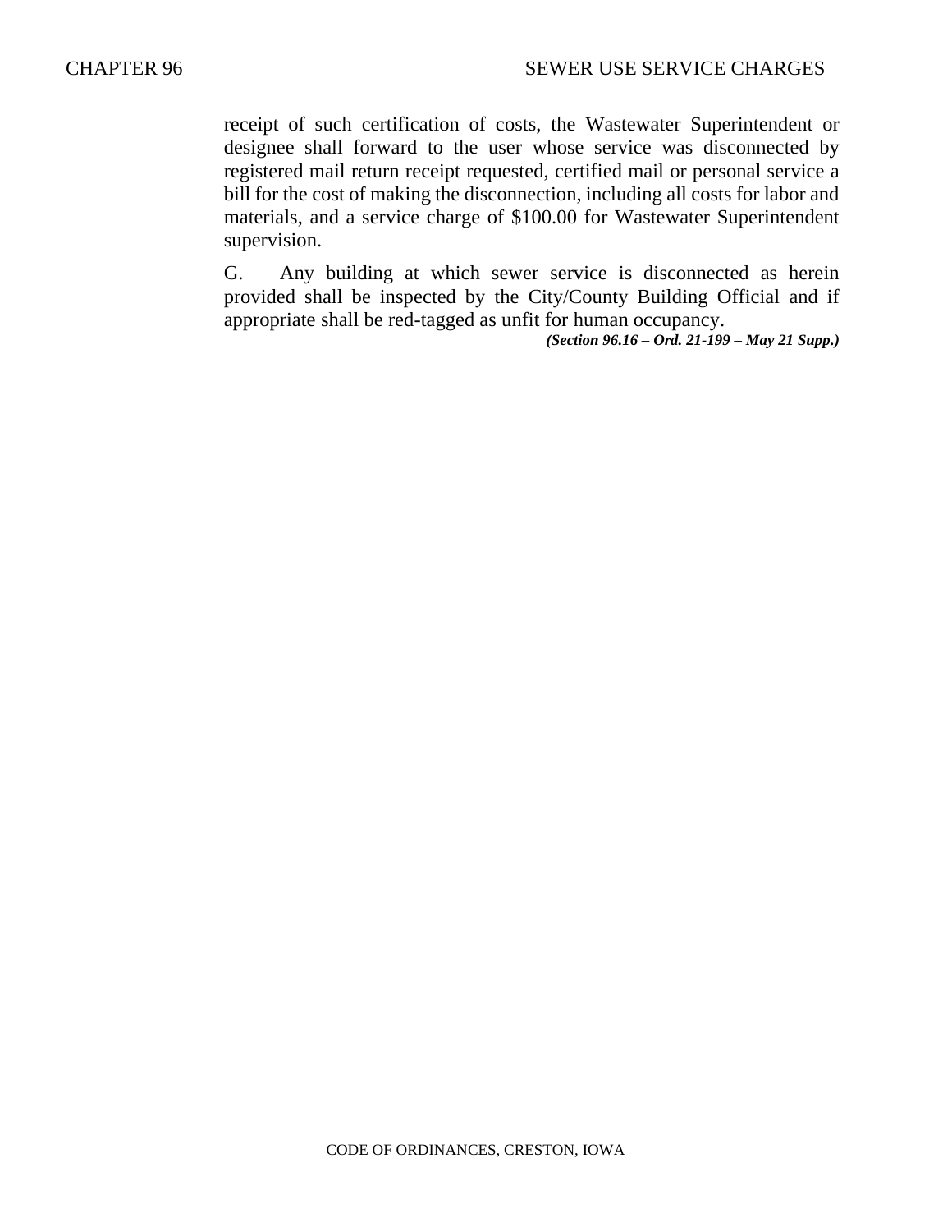receipt of such certification of costs, the Wastewater Superintendent or designee shall forward to the user whose service was disconnected by registered mail return receipt requested, certified mail or personal service a bill for the cost of making the disconnection, including all costs for labor and materials, and a service charge of $100.00 for Wastewater Superintendent supervision.

G. Any building at which sewer service is disconnected as herein provided shall be inspected by the City/County Building Official and if appropriate shall be red-tagged as unfit for human occupancy.

***(Section 96.16 – Ord. 21-199 – May 21 Supp.)***